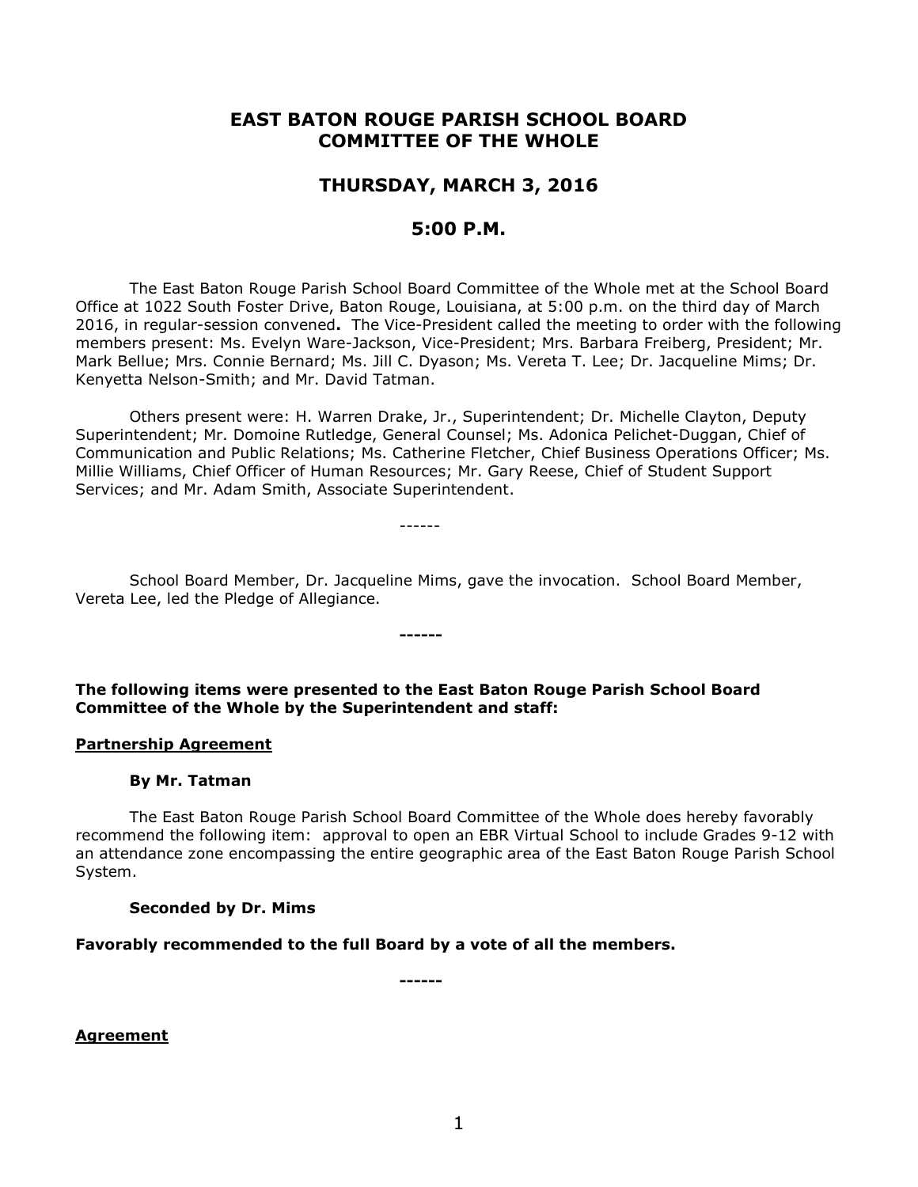# EAST BATON ROUGE PARISH SCHOOL BOARD COMMITTEE OF THE WHOLE

## THURSDAY, MARCH 3, 2016

## 5:00 P.M.

The East Baton Rouge Parish School Board Committee of the Whole met at the School Board Office at 1022 South Foster Drive, Baton Rouge, Louisiana, at 5:00 p.m. on the third day of March 2016, in regular-session convened**.** The Vice-President called the meeting to order with the following members present: Ms. Evelyn Ware-Jackson, Vice-President; Mrs. Barbara Freiberg, President; Mr. Mark Bellue; Mrs. Connie Bernard; Ms. Jill C. Dyason; Ms. Vereta T. Lee; Dr. Jacqueline Mims; Dr. Kenyetta Nelson-Smith; and Mr. David Tatman.

Others present were: H. Warren Drake, Jr., Superintendent; Dr. Michelle Clayton, Deputy Superintendent; Mr. Domoine Rutledge, General Counsel; Ms. Adonica Pelichet-Duggan, Chief of Communication and Public Relations; Ms. Catherine Fletcher, Chief Business Operations Officer; Ms. Millie Williams, Chief Officer of Human Resources; Mr. Gary Reese, Chief of Student Support Services; and Mr. Adam Smith, Associate Superintendent.

------

School Board Member, Dr. Jacqueline Mims, gave the invocation. School Board Member, Vereta Lee, led the Pledge of Allegiance.

**------**

**The following items were presented to the East Baton Rouge Parish School Board Committee of the Whole by the Superintendent and staff:**

**Partnership Agreement**

**By Mr. Tatman**

The East Baton Rouge Parish School Board Committee of the Whole does hereby favorably recommend the following item: approval to open an EBR Virtual School to include Grades 9-12 with an attendance zone encompassing the entire geographic area of the East Baton Rouge Parish School System.

**Seconded by Dr. Mims**

**Favorably recommended to the full Board by a vote of all the members.**

**------**

**Agreement**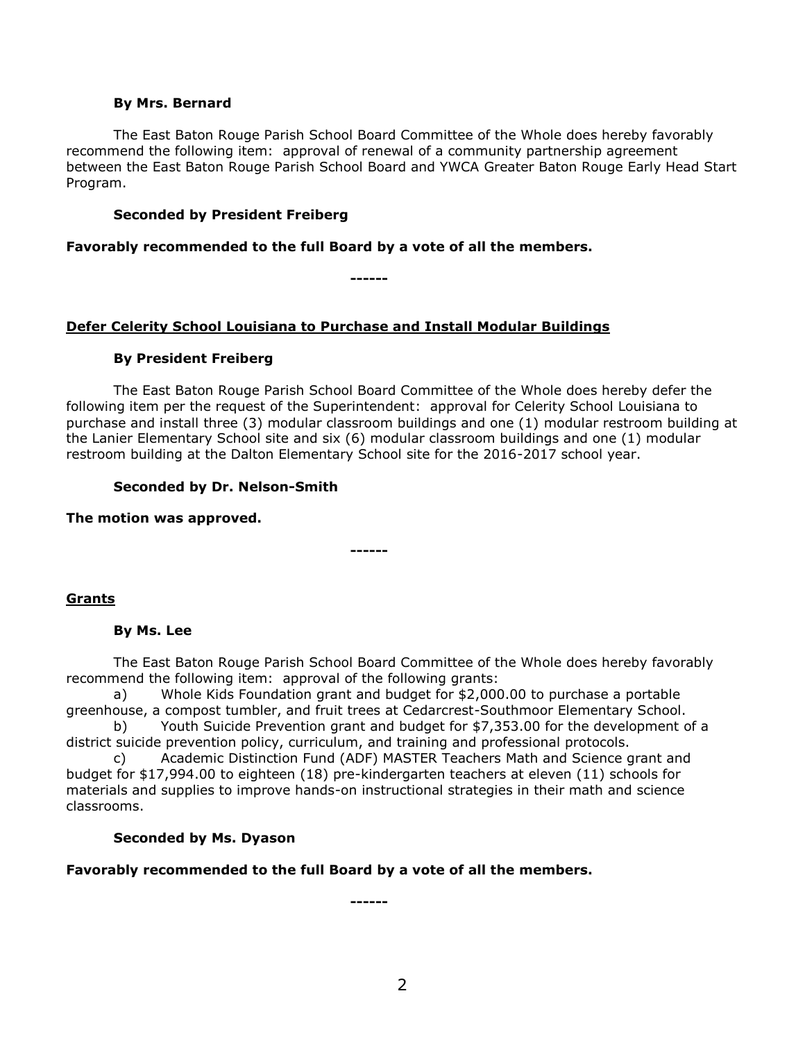**By Mrs. Bernard**

The East Baton Rouge Parish School Board Committee of the Whole does hereby favorably recommend the following item: approval of renewal of a community partnership agreement between the East Baton Rouge Parish School Board and YWCA Greater Baton Rouge Early Head Start Program.

**Seconded by President Freiberg**

**Favorably recommended to the full Board by a vote of all the members.**

**------**

**Defer Celerity School Louisiana to Purchase and Install Modular Buildings**

**By President Freiberg**

The East Baton Rouge Parish School Board Committee of the Whole does hereby defer the following item per the request of the Superintendent: approval for Celerity School Louisiana to purchase and install three (3) modular classroom buildings and one (1) modular restroom building at the Lanier Elementary School site and six (6) modular classroom buildings and one (1) modular restroom building at the Dalton Elementary School site for the 2016-2017 school year.

**Seconded by Dr. Nelson-Smith**

**The motion was approved.**

**------**

**Grants**

**By Ms. Lee**

The East Baton Rouge Parish School Board Committee of the Whole does hereby favorably recommend the following item: approval of the following grants:

a) Whole Kids Foundation grant and budget for $2,000.00 to purchase a portable greenhouse, a compost tumbler, and fruit trees at Cedarcrest-Southmoor Elementary School.

b) Youth Suicide Prevention grant and budget for $7,353.00 for the development of a district suicide prevention policy, curriculum, and training and professional protocols.

c) Academic Distinction Fund (ADF) MASTER Teachers Math and Science grant and budget for $17,994.00 to eighteen (18) pre-kindergarten teachers at eleven (11) schools for materials and supplies to improve hands-on instructional strategies in their math and science classrooms.

**Seconded by Ms. Dyason**

**Favorably recommended to the full Board by a vote of all the members.**

**------**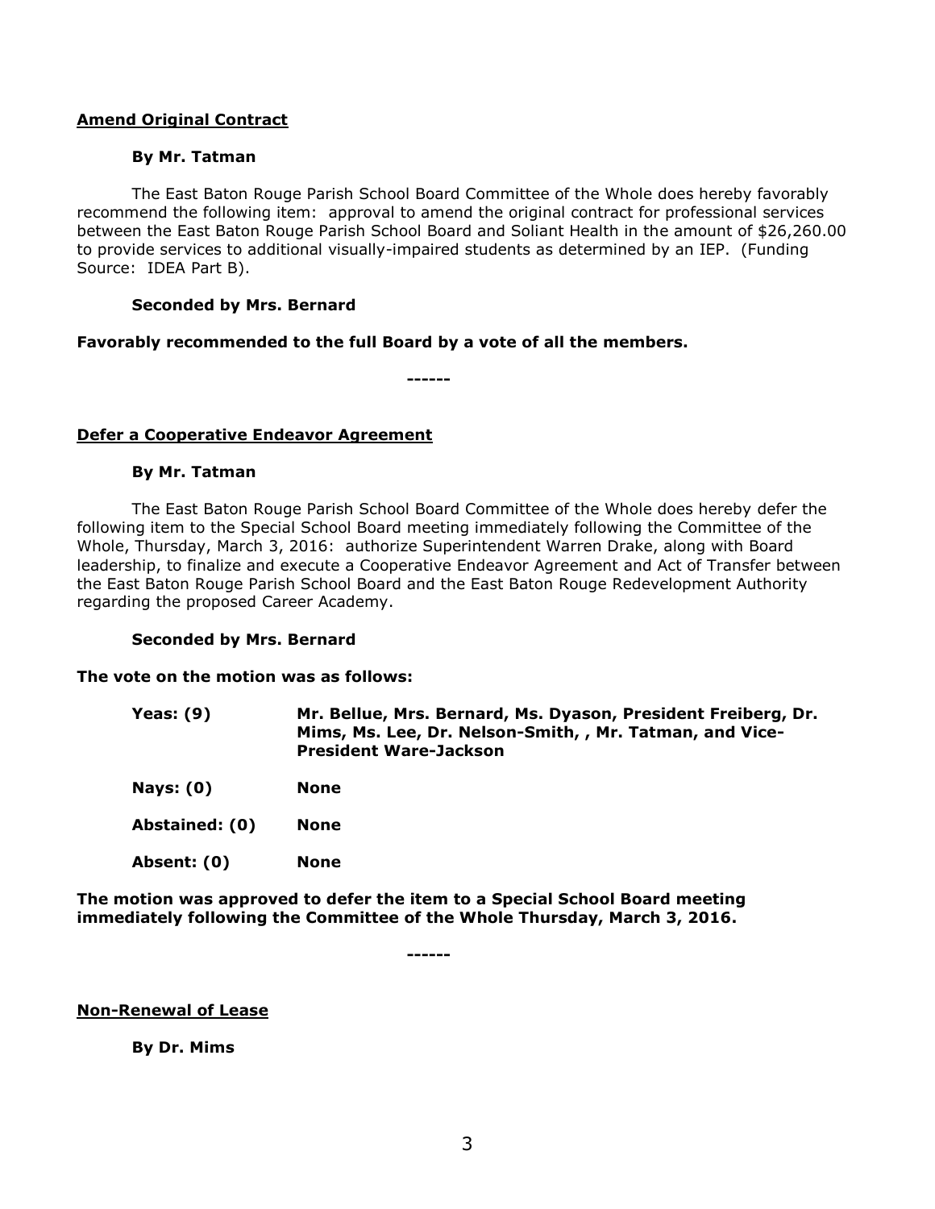**Amend Original Contract**

**By Mr. Tatman**

The East Baton Rouge Parish School Board Committee of the Whole does hereby favorably recommend the following item: approval to amend the original contract for professional services between the East Baton Rouge Parish School Board and Soliant Health in the amount of $26,260.00 to provide services to additional visually-impaired students as determined by an IEP. (Funding Source: IDEA Part B).

**Seconded by Mrs. Bernard**

**Favorably recommended to the full Board by a vote of all the members.**

**------**

**Defer a Cooperative Endeavor Agreement**

**By Mr. Tatman**

The East Baton Rouge Parish School Board Committee of the Whole does hereby defer the following item to the Special School Board meeting immediately following the Committee of the Whole, Thursday, March 3, 2016: authorize Superintendent Warren Drake, along with Board leadership, to finalize and execute a Cooperative Endeavor Agreement and Act of Transfer between the East Baton Rouge Parish School Board and the East Baton Rouge Redevelopment Authority regarding the proposed Career Academy.

**Seconded by Mrs. Bernard**

**The vote on the motion was as follows:**

| | |
|---|---|
| **Yeas: (9)** | **Mr. Bellue, Mrs. Bernard, Ms. Dyason, President Freiberg, Dr. Mims, Ms. Lee, Dr. Nelson-Smith, , Mr. Tatman, and Vice-President Ware-Jackson** |
| **Nays: (0)** | **None** |
| **Abstained: (0)** | **None** |
| **Absent: (0)** | **None** |

**The motion was approved to defer the item to a Special School Board meeting immediately following the Committee of the Whole Thursday, March 3, 2016.**

**------**

**Non-Renewal of Lease**

**By Dr. Mims**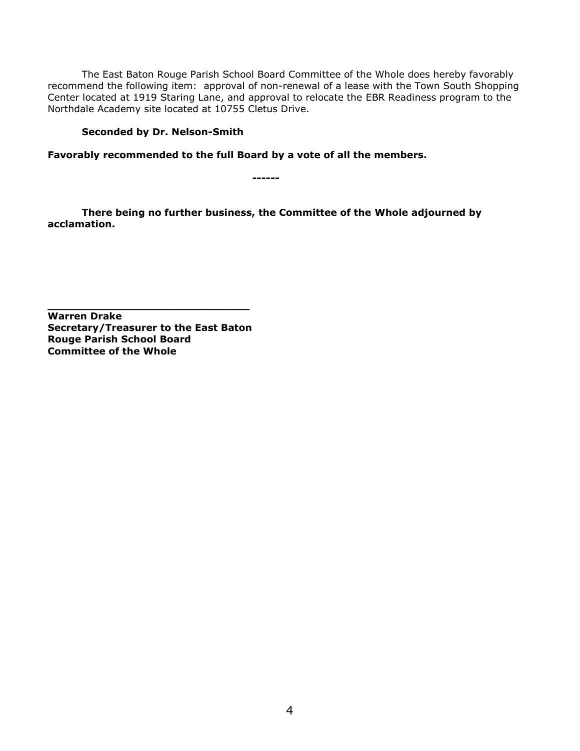The East Baton Rouge Parish School Board Committee of the Whole does hereby favorably recommend the following item: approval of non-renewal of a lease with the Town South Shopping Center located at 1919 Staring Lane, and approval to relocate the EBR Readiness program to the Northdale Academy site located at 10755 Cletus Drive.

**Seconded by Dr. Nelson-Smith**

**Favorably recommended to the full Board by a vote of all the members.**

**------**

**There being no further business, the Committee of the Whole adjourned by acclamation.**

\_\_\_\_\_\_\_\_\_\_\_\_\_\_\_\_\_\_\_\_\_\_\_\_\_\_\_\_\_\_\_\_

**Warren Drake**
**Secretary/Treasurer to the East Baton Rouge Parish School Board Committee of the Whole**